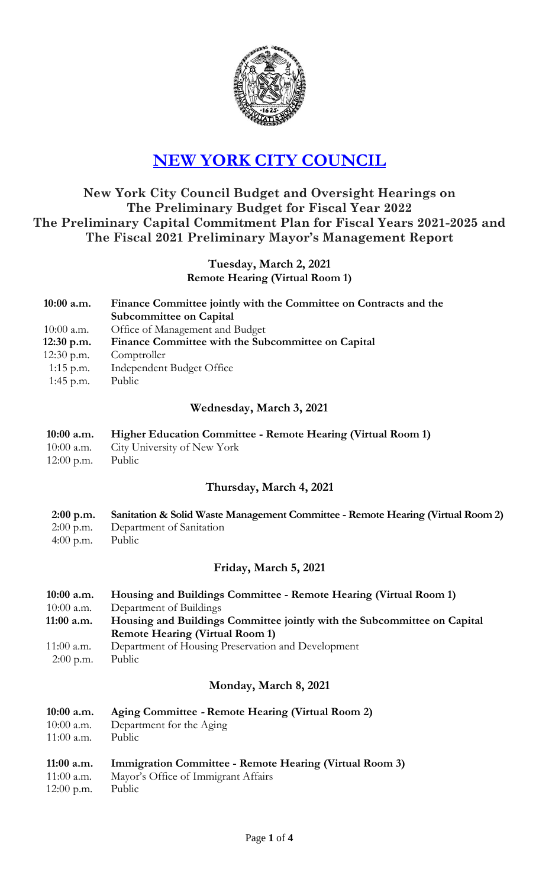# NEW YORK CITY COUNCIL

## New York City Council Budget and Oversight Hearings on The Preliminary Budget for Fiscal Year 2022 The Preliminary Capital Commitment Plan for Fiscal Years 2021-2025 and The Fiscal 2021 Preliminary Mayor's Management Report

### Tuesday, March 2, 2021
**Remote Hearing (Virtual Room 1)**

| | |
|---|---|
| **10:00 a.m.** | **Finance Committee jointly with the Committee on Contracts and the Subcommittee on Capital** |
| 10:00 a.m. | Office of Management and Budget |
| **12:30 p.m.** | **Finance Committee with the Subcommittee on Capital** |
| 12:30 p.m. | Comptroller |
| 1:15 p.m. | Independent Budget Office |
| 1:45 p.m. | Public |

### Wednesday, March 3, 2021

| | |
|---|---|
| **10:00 a.m.** | **Higher Education Committee - Remote Hearing (Virtual Room 1)** |
| 10:00 a.m. | City University of New York |
| 12:00 p.m. | Public |

### Thursday, March 4, 2021

| | |
|---|---|
| **2:00 p.m.** | **Sanitation & Solid Waste Management Committee - Remote Hearing (Virtual Room 2)** |
| 2:00 p.m. | Department of Sanitation |
| 4:00 p.m. | Public |

### Friday, March 5, 2021

| | |
|---|---|
| **10:00 a.m.** | **Housing and Buildings Committee - Remote Hearing (Virtual Room 1)** |
| 10:00 a.m. | Department of Buildings |
| **11:00 a.m.** | **Housing and Buildings Committee jointly with the Subcommittee on Capital Remote Hearing (Virtual Room 1)** |
| 11:00 a.m. | Department of Housing Preservation and Development |
| 2:00 p.m. | Public |

### Monday, March 8, 2021

| | |
|---|---|
| **10:00 a.m.** | **Aging Committee - Remote Hearing (Virtual Room 2)** |
| 10:00 a.m. | Department for the Aging |
| 11:00 a.m. | Public |
| **11:00 a.m.** | **Immigration Committee - Remote Hearing (Virtual Room 3)** |
| 11:00 a.m. | Mayor's Office of Immigrant Affairs |
| 12:00 p.m. | Public |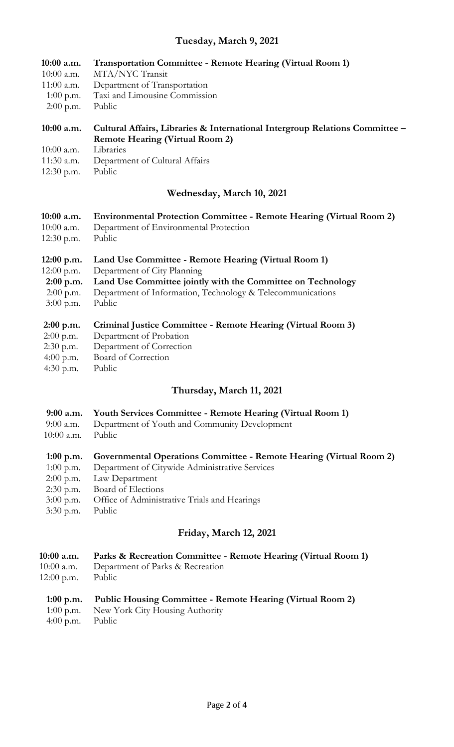## Tuesday, March 9, 2021

**10:00 a.m.** **Transportation Committee - Remote Hearing (Virtual Room 1)**
10:00 a.m. MTA/NYC Transit
11:00 a.m. Department of Transportation
1:00 p.m. Taxi and Limousine Commission
2:00 p.m. Public

**10:00 a.m.** **Cultural Affairs, Libraries & International Intergroup Relations Committee – Remote Hearing (Virtual Room 2)**
10:00 a.m. Libraries
11:30 a.m. Department of Cultural Affairs
12:30 p.m. Public

## Wednesday, March 10, 2021

**10:00 a.m.** **Environmental Protection Committee - Remote Hearing (Virtual Room 2)**
10:00 a.m. Department of Environmental Protection
12:30 p.m. Public

**12:00 p.m.** **Land Use Committee - Remote Hearing (Virtual Room 1)**
12:00 p.m. Department of City Planning
**2:00 p.m.** **Land Use Committee jointly with the Committee on Technology**
2:00 p.m. Department of Information, Technology & Telecommunications
3:00 p.m. Public

**2:00 p.m.** **Criminal Justice Committee - Remote Hearing (Virtual Room 3)**
2:00 p.m. Department of Probation
2:30 p.m. Department of Correction
4:00 p.m. Board of Correction
4:30 p.m. Public

## Thursday, March 11, 2021

**9:00 a.m.** **Youth Services Committee - Remote Hearing (Virtual Room 1)**
9:00 a.m. Department of Youth and Community Development
10:00 a.m. Public

**1:00 p.m.** **Governmental Operations Committee - Remote Hearing (Virtual Room 2)**
1:00 p.m. Department of Citywide Administrative Services
2:00 p.m. Law Department
2:30 p.m. Board of Elections
3:00 p.m. Office of Administrative Trials and Hearings
3:30 p.m. Public

## Friday, March 12, 2021

**10:00 a.m.** **Parks & Recreation Committee - Remote Hearing (Virtual Room 1)**
10:00 a.m. Department of Parks & Recreation
12:00 p.m. Public

**1:00 p.m.** **Public Housing Committee - Remote Hearing (Virtual Room 2)**
1:00 p.m. New York City Housing Authority
4:00 p.m. Public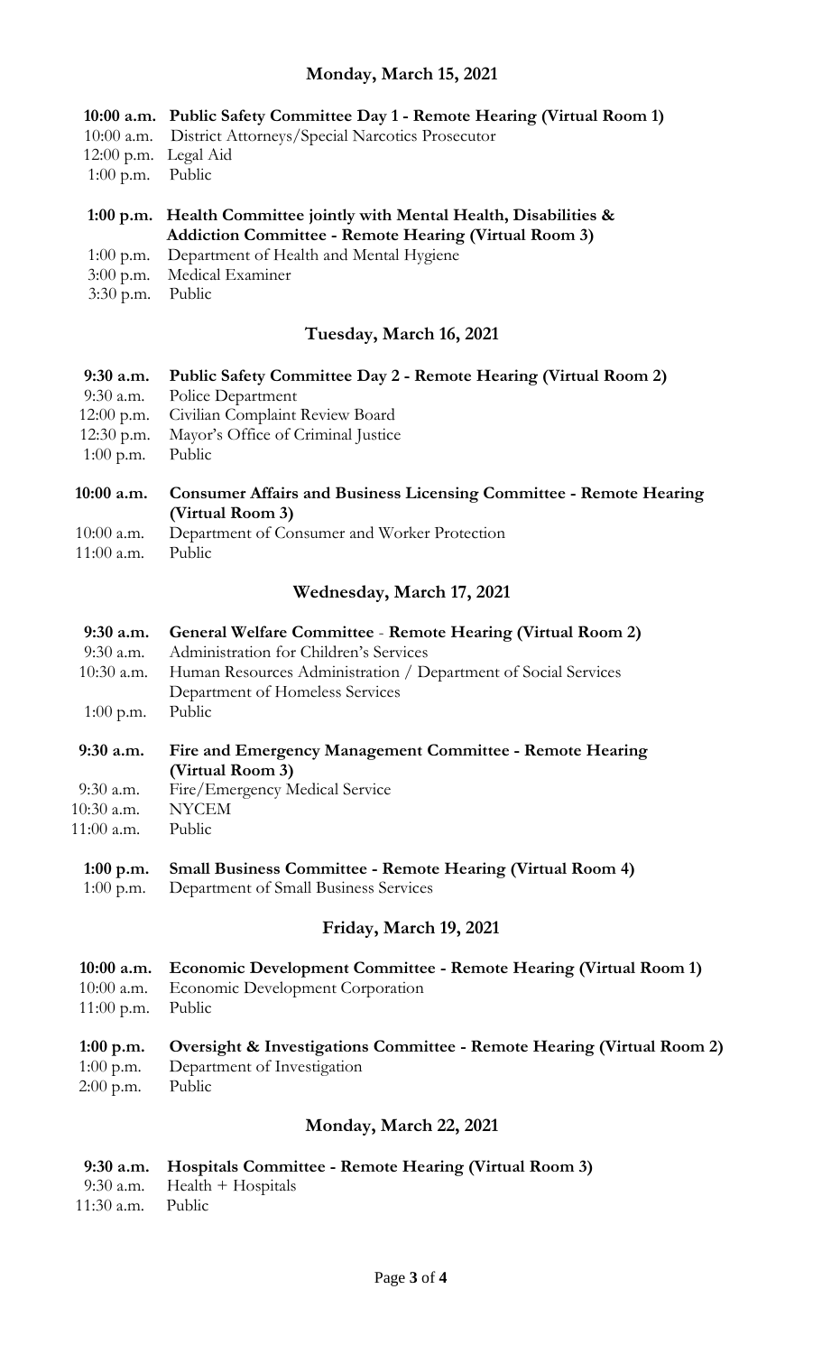## Monday, March 15, 2021

**10:00 a.m. Public Safety Committee Day 1 - Remote Hearing (Virtual Room 1)**

10:00 a.m. District Attorneys/Special Narcotics Prosecutor
12:00 p.m. Legal Aid
1:00 p.m. Public

**1:00 p.m. Health Committee jointly with Mental Health, Disabilities & Addiction Committee - Remote Hearing (Virtual Room 3)**

1:00 p.m. Department of Health and Mental Hygiene
3:00 p.m. Medical Examiner
3:30 p.m. Public

## Tuesday, March 16, 2021

**9:30 a.m. Public Safety Committee Day 2 - Remote Hearing (Virtual Room 2)**

9:30 a.m. Police Department
12:00 p.m. Civilian Complaint Review Board
12:30 p.m. Mayor's Office of Criminal Justice
1:00 p.m. Public

**10:00 a.m. Consumer Affairs and Business Licensing Committee - Remote Hearing (Virtual Room 3)**

10:00 a.m. Department of Consumer and Worker Protection
11:00 a.m. Public

## Wednesday, March 17, 2021

**9:30 a.m. General Welfare Committee - Remote Hearing (Virtual Room 2)**

9:30 a.m. Administration for Children's Services
10:30 a.m. Human Resources Administration / Department of Social Services
Department of Homeless Services
1:00 p.m. Public

**9:30 a.m. Fire and Emergency Management Committee - Remote Hearing (Virtual Room 3)**

9:30 a.m. Fire/Emergency Medical Service
10:30 a.m. NYCEM
11:00 a.m. Public

**1:00 p.m. Small Business Committee - Remote Hearing (Virtual Room 4)**

1:00 p.m. Department of Small Business Services

## Friday, March 19, 2021

**10:00 a.m. Economic Development Committee - Remote Hearing (Virtual Room 1)**

10:00 a.m. Economic Development Corporation
11:00 p.m. Public

**1:00 p.m. Oversight & Investigations Committee - Remote Hearing (Virtual Room 2)**

1:00 p.m. Department of Investigation
2:00 p.m. Public

## Monday, March 22, 2021

**9:30 a.m. Hospitals Committee - Remote Hearing (Virtual Room 3)**

9:30 a.m. Health + Hospitals
11:30 a.m. Public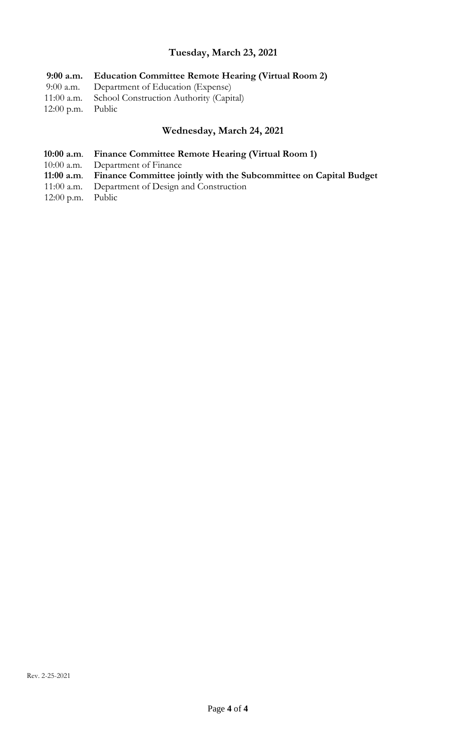## Tuesday, March 23, 2021

**9:00 a.m. Education Committee Remote Hearing (Virtual Room 2)**
9:00 a.m. Department of Education (Expense)
11:00 a.m. School Construction Authority (Capital)
12:00 p.m. Public

## Wednesday, March 24, 2021

**10:00 a.m. Finance Committee Remote Hearing (Virtual Room 1)**
10:00 a.m. Department of Finance
**11:00 a.m. Finance Committee jointly with the Subcommittee on Capital Budget**
11:00 a.m. Department of Design and Construction
12:00 p.m. Public

Rev. 2-25-2021